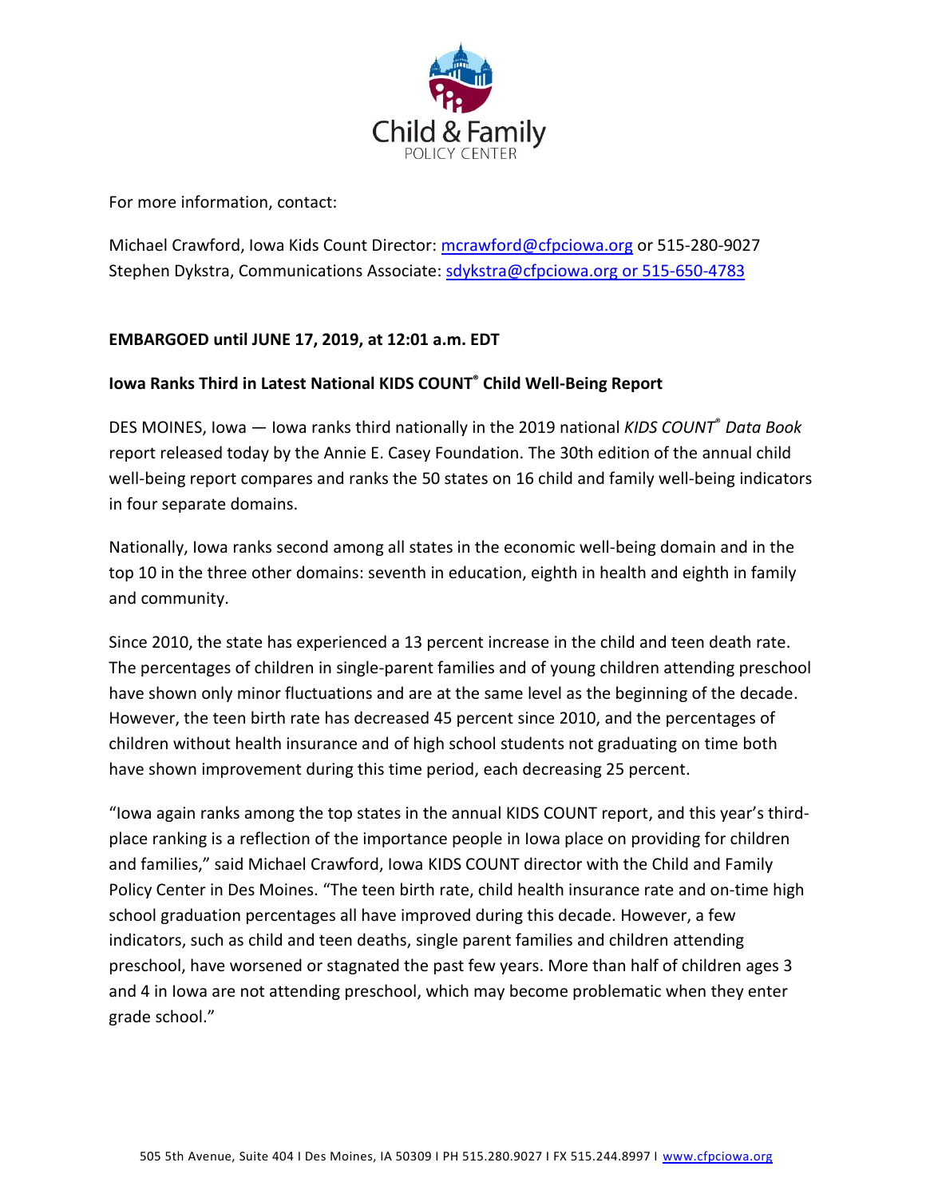Child & Family
POLICY CENTER

For more information, contact:

Michael Crawford, Iowa Kids Count Director: mcrawford@cfpciowa.org or 515-280-9027
Stephen Dykstra, Communications Associate: sdykstra@cfpciowa.org or 515-650-4783

**EMBARGOED until JUNE 17, 2019, at 12:01 a.m. EDT**

**Iowa Ranks Third in Latest National KIDS COUNT® Child Well-Being Report**

DES MOINES, Iowa — Iowa ranks third nationally in the 2019 national *KIDS COUNT® Data Book* report released today by the Annie E. Casey Foundation. The 30th edition of the annual child well-being report compares and ranks the 50 states on 16 child and family well-being indicators in four separate domains.

Nationally, Iowa ranks second among all states in the economic well-being domain and in the top 10 in the three other domains: seventh in education, eighth in health and eighth in family and community.

Since 2010, the state has experienced a 13 percent increase in the child and teen death rate. The percentages of children in single-parent families and of young children attending preschool have shown only minor fluctuations and are at the same level as the beginning of the decade. However, the teen birth rate has decreased 45 percent since 2010, and the percentages of children without health insurance and of high school students not graduating on time both have shown improvement during this time period, each decreasing 25 percent.

"Iowa again ranks among the top states in the annual KIDS COUNT report, and this year's third-place ranking is a reflection of the importance people in Iowa place on providing for children and families," said Michael Crawford, Iowa KIDS COUNT director with the Child and Family Policy Center in Des Moines. "The teen birth rate, child health insurance rate and on-time high school graduation percentages all have improved during this decade. However, a few indicators, such as child and teen deaths, single parent families and children attending preschool, have worsened or stagnated the past few years. More than half of children ages 3 and 4 in Iowa are not attending preschool, which may become problematic when they enter grade school."

505 5th Avenue, Suite 404 I Des Moines, IA 50309 I PH 515.280.9027 I FX 515.244.8997 I www.cfpciowa.org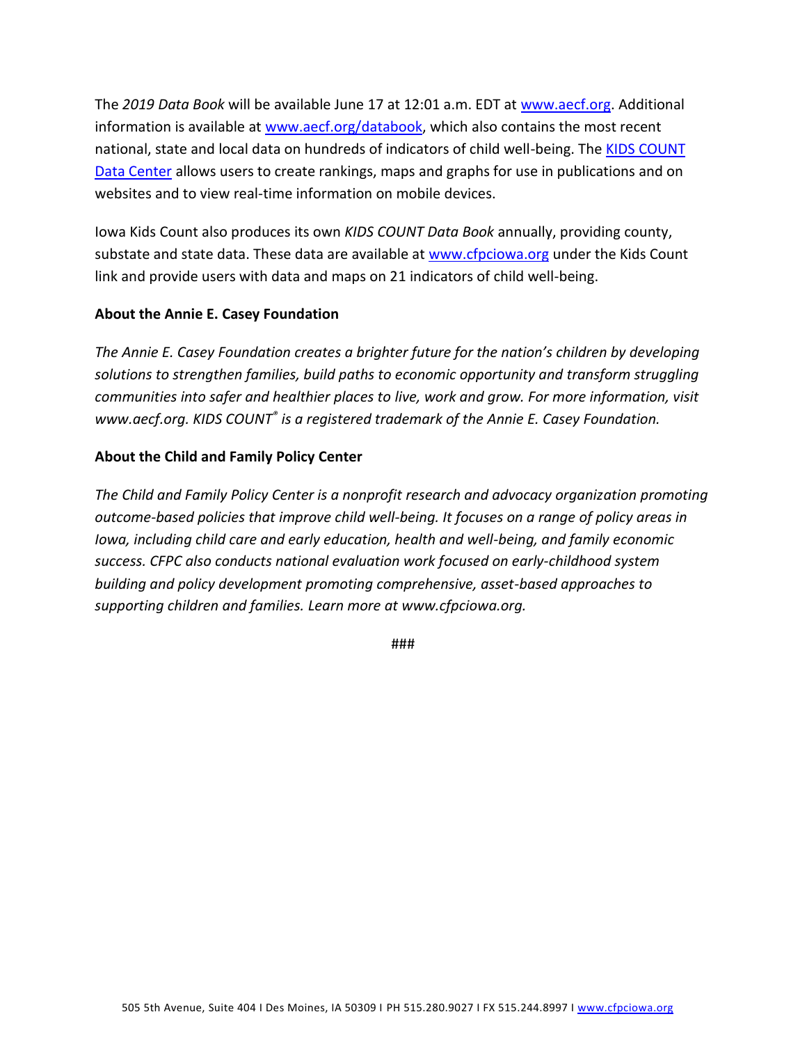The *2019 Data Book* will be available June 17 at 12:01 a.m. EDT at [www.aecf.org](www.aecf.org). Additional information is available at [www.aecf.org/databook](www.aecf.org/databook), which also contains the most recent national, state and local data on hundreds of indicators of child well-being. The [KIDS COUNT Data Center](KIDS COUNT Data Center) allows users to create rankings, maps and graphs for use in publications and on websites and to view real-time information on mobile devices.

Iowa Kids Count also produces its own *KIDS COUNT Data Book* annually, providing county, substate and state data. These data are available at [www.cfpciowa.org](www.cfpciowa.org) under the Kids Count link and provide users with data and maps on 21 indicators of child well-being.

**About the Annie E. Casey Foundation**

*The Annie E. Casey Foundation creates a brighter future for the nation's children by developing solutions to strengthen families, build paths to economic opportunity and transform struggling communities into safer and healthier places to live, work and grow. For more information, visit www.aecf.org. KIDS COUNT® is a registered trademark of the Annie E. Casey Foundation.*

**About the Child and Family Policy Center**

*The Child and Family Policy Center is a nonprofit research and advocacy organization promoting outcome-based policies that improve child well-being. It focuses on a range of policy areas in Iowa, including child care and early education, health and well-being, and family economic success. CFPC also conducts national evaluation work focused on early-childhood system building and policy development promoting comprehensive, asset-based approaches to supporting children and families. Learn more at www.cfpciowa.org.*

###

505 5th Avenue, Suite 404 I Des Moines, IA 50309 I PH 515.280.9027 I FX 515.244.8997 I [www.cfpciowa.org](www.cfpciowa.org)